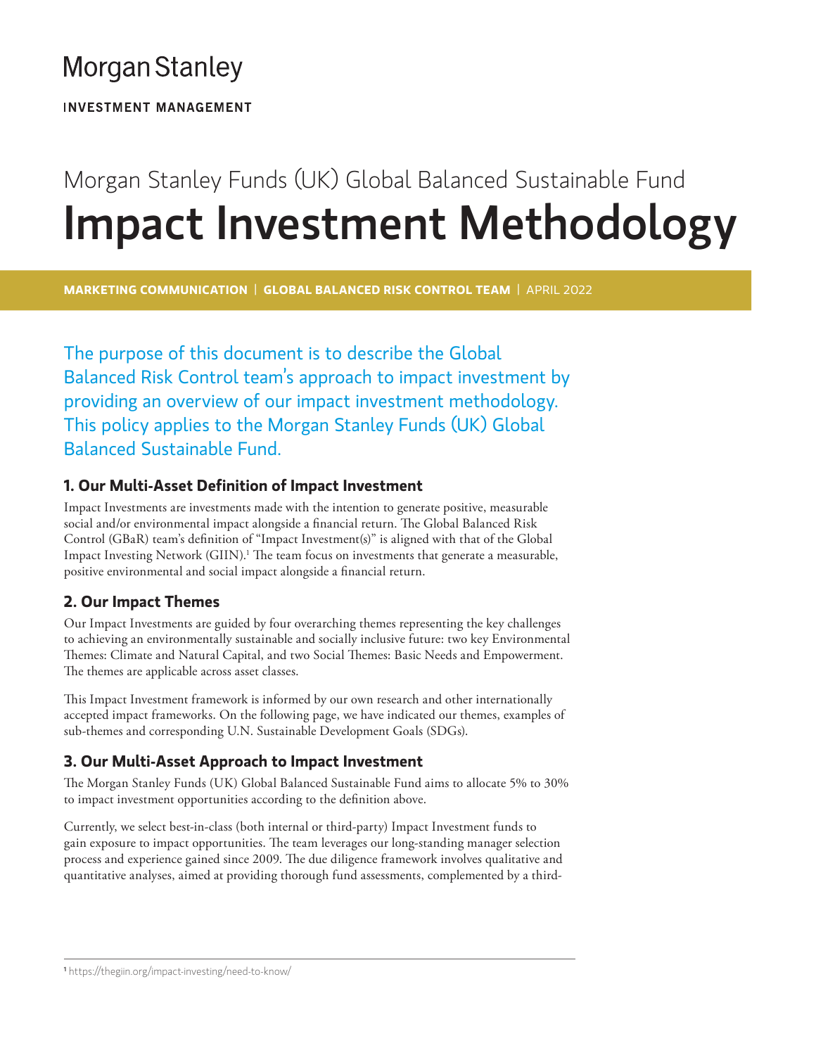Morgan Stanley

INVESTMENT MANAGEMENT

Morgan Stanley Funds (UK) Global Balanced Sustainable Fund

# Impact Investment Methodology

**MARKETING COMMUNICATION** | **GLOBAL BALANCED RISK CONTROL TEAM** | APRIL 2022

The purpose of this document is to describe the Global Balanced Risk Control team's approach to impact investment by providing an overview of our impact investment methodology. This policy applies to the Morgan Stanley Funds (UK) Global Balanced Sustainable Fund.

## 1. Our Multi-Asset Definition of Impact Investment

Impact Investments are investments made with the intention to generate positive, measurable social and/or environmental impact alongside a financial return. The Global Balanced Risk Control (GBaR) team's definition of "Impact Investment(s)" is aligned with that of the Global Impact Investing Network (GIIN).[1] The team focus on investments that generate a measurable, positive environmental and social impact alongside a financial return.

## 2. Our Impact Themes

Our Impact Investments are guided by four overarching themes representing the key challenges to achieving an environmentally sustainable and socially inclusive future: two key Environmental Themes: Climate and Natural Capital, and two Social Themes: Basic Needs and Empowerment. The themes are applicable across asset classes.

This Impact Investment framework is informed by our own research and other internationally accepted impact frameworks. On the following page, we have indicated our themes, examples of sub-themes and corresponding U.N. Sustainable Development Goals (SDGs).

## 3. Our Multi-Asset Approach to Impact Investment

The Morgan Stanley Funds (UK) Global Balanced Sustainable Fund aims to allocate 5% to 30% to impact investment opportunities according to the definition above.

Currently, we select best-in-class (both internal or third-party) Impact Investment funds to gain exposure to impact opportunities. The team leverages our long-standing manager selection process and experience gained since 2009. The due diligence framework involves qualitative and quantitative analyses, aimed at providing thorough fund assessments, complemented by a third-

[1] https://thegiin.org/impact-investing/need-to-know/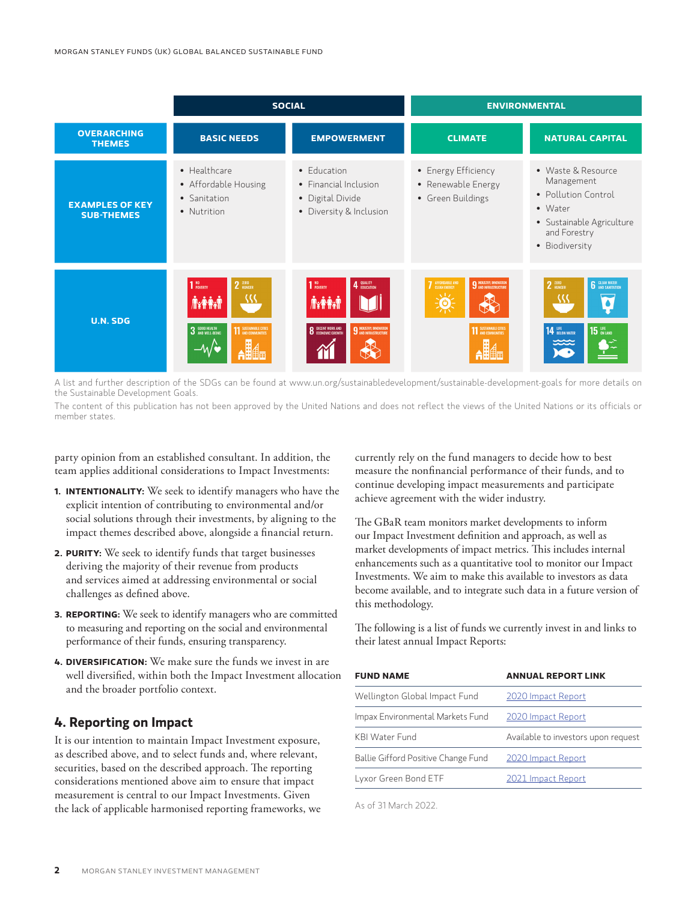| | SOCIAL | | ENVIRONMENTAL | |
|---|---|---|---|---|
| **OVERARCHING THEMES** | **BASIC NEEDS** | **EMPOWERMENT** | **CLIMATE** | **NATURAL CAPITAL** |
| **EXAMPLES OF KEY SUB-THEMES** | • Healthcare<br>• Affordable Housing<br>• Sanitation<br>• Nutrition | • Education<br>• Financial Inclusion<br>• Digital Divide<br>• Diversity & Inclusion | • Energy Efficiency<br>• Renewable Energy<br>• Green Buildings | • Waste & Resource Management<br>• Pollution Control<br>• Water<br>• Sustainable Agriculture and Forestry<br>• Biodiversity |
| **U.N. SDG** | 1 No Poverty<br>2 Zero Hunger<br>3 Good Health and Well-Being<br>11 Sustainable Cities and Communities | 1 No Poverty<br>4 Quality Education<br>8 Decent Work and Economic Growth<br>9 Industry, Innovation and Infrastructure | 7 Affordable and Clean Energy<br>9 Industry, Innovation and Infrastructure<br>11 Sustainable Cities and Communities | 2 Zero Hunger<br>6 Clean Water and Sanitation<br>14 Life Below Water<br>15 Life on Land |

A list and further description of the SDGs can be found at www.un.org/sustainabledevelopment/sustainable-development-goals for more details on the Sustainable Development Goals.

The content of this publication has not been approved by the United Nations and does not reflect the views of the United Nations or its officials or member states.

party opinion from an established consultant. In addition, the team applies additional considerations to Impact Investments:

1. **INTENTIONALITY:** We seek to identify managers who have the explicit intention of contributing to environmental and/or social solutions through their investments, by aligning to the impact themes described above, alongside a financial return.
2. **PURITY:** We seek to identify funds that target businesses deriving the majority of their revenue from products and services aimed at addressing environmental or social challenges as defined above.
3. **REPORTING:** We seek to identify managers who are committed to measuring and reporting on the social and environmental performance of their funds, ensuring transparency.
4. **DIVERSIFICATION:** We make sure the funds we invest in are well diversified, within both the Impact Investment allocation and the broader portfolio context.

## 4. Reporting on Impact

It is our intention to maintain Impact Investment exposure, as described above, and to select funds and, where relevant, securities, based on the described approach. The reporting considerations mentioned above aim to ensure that impact measurement is central to our Impact Investments. Given the lack of applicable harmonised reporting frameworks, we currently rely on the fund managers to decide how to best measure the nonfinancial performance of their funds, and to continue developing impact measurements and participate achieve agreement with the wider industry.

The GBaR team monitors market developments to inform our Impact Investment definition and approach, as well as market developments of impact metrics. This includes internal enhancements such as a quantitative tool to monitor our Impact Investments. We aim to make this available to investors as data become available, and to integrate such data in a future version of this methodology.

The following is a list of funds we currently invest in and links to their latest annual Impact Reports:

| FUND NAME | ANNUAL REPORT LINK |
|---|---|
| Wellington Global Impact Fund | 2020 Impact Report |
| Impax Environmental Markets Fund | 2020 Impact Report |
| KBI Water Fund | Available to investors upon request |
| Ballie Gifford Positive Change Fund | 2020 Impact Report |
| Lyxor Green Bond ETF | 2021 Impact Report |

As of 31 March 2022.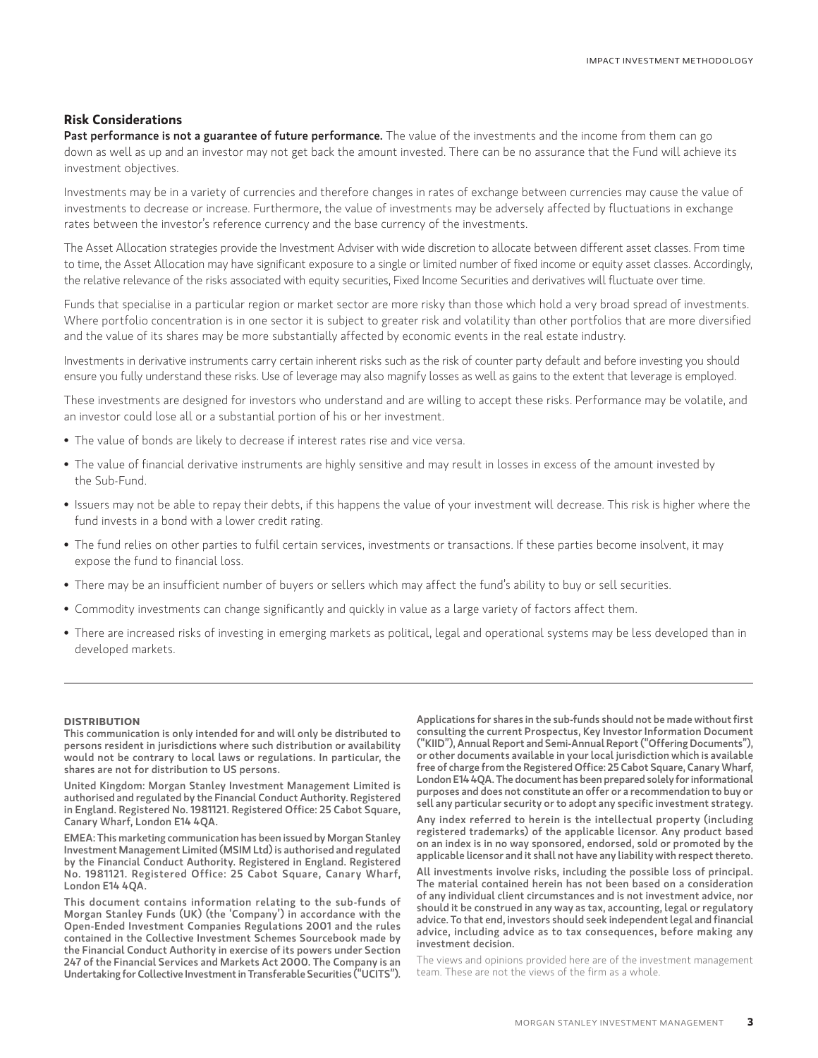## Risk Considerations

**Past performance is not a guarantee of future performance.** The value of the investments and the income from them can go down as well as up and an investor may not get back the amount invested. There can be no assurance that the Fund will achieve its investment objectives.

Investments may be in a variety of currencies and therefore changes in rates of exchange between currencies may cause the value of investments to decrease or increase. Furthermore, the value of investments may be adversely affected by fluctuations in exchange rates between the investor's reference currency and the base currency of the investments.

The Asset Allocation strategies provide the Investment Adviser with wide discretion to allocate between different asset classes. From time to time, the Asset Allocation may have significant exposure to a single or limited number of fixed income or equity asset classes. Accordingly, the relative relevance of the risks associated with equity securities, Fixed Income Securities and derivatives will fluctuate over time.

Funds that specialise in a particular region or market sector are more risky than those which hold a very broad spread of investments. Where portfolio concentration is in one sector it is subject to greater risk and volatility than other portfolios that are more diversified and the value of its shares may be more substantially affected by economic events in the real estate industry.

Investments in derivative instruments carry certain inherent risks such as the risk of counter party default and before investing you should ensure you fully understand these risks. Use of leverage may also magnify losses as well as gains to the extent that leverage is employed.

These investments are designed for investors who understand and are willing to accept these risks. Performance may be volatile, and an investor could lose all or a substantial portion of his or her investment.

- The value of bonds are likely to decrease if interest rates rise and vice versa.
- The value of financial derivative instruments are highly sensitive and may result in losses in excess of the amount invested by the Sub-Fund.
- Issuers may not be able to repay their debts, if this happens the value of your investment will decrease. This risk is higher where the fund invests in a bond with a lower credit rating.
- The fund relies on other parties to fulfil certain services, investments or transactions. If these parties become insolvent, it may expose the fund to financial loss.
- There may be an insufficient number of buyers or sellers which may affect the fund's ability to buy or sell securities.
- Commodity investments can change significantly and quickly in value as a large variety of factors affect them.
- There are increased risks of investing in emerging markets as political, legal and operational systems may be less developed than in developed markets.

---

**DISTRIBUTION**

This communication is only intended for and will only be distributed to persons resident in jurisdictions where such distribution or availability would not be contrary to local laws or regulations. In particular, the shares are not for distribution to US persons.

United Kingdom: Morgan Stanley Investment Management Limited is authorised and regulated by the Financial Conduct Authority. Registered in England. Registered No. 1981121. Registered Office: 25 Cabot Square, Canary Wharf, London E14 4QA.

EMEA: This marketing communication has been issued by Morgan Stanley Investment Management Limited (MSIM Ltd) is authorised and regulated by the Financial Conduct Authority. Registered in England. Registered No. 1981121. Registered Office: 25 Cabot Square, Canary Wharf, London E14 4QA.

This document contains information relating to the sub-funds of Morgan Stanley Funds (UK) (the 'Company') in accordance with the Open-Ended Investment Companies Regulations 2001 and the rules contained in the Collective Investment Schemes Sourcebook made by the Financial Conduct Authority in exercise of its powers under Section 247 of the Financial Services and Markets Act 2000. The Company is an Undertaking for Collective Investment in Transferable Securities ("UCITS").

Applications for shares in the sub-funds should not be made without first consulting the current Prospectus, Key Investor Information Document ("KIID"), Annual Report and Semi-Annual Report ("Offering Documents"), or other documents available in your local jurisdiction which is available free of charge from the Registered Office: 25 Cabot Square, Canary Wharf, London E14 4QA. The document has been prepared solely for informational purposes and does not constitute an offer or a recommendation to buy or sell any particular security or to adopt any specific investment strategy.

Any index referred to herein is the intellectual property (including registered trademarks) of the applicable licensor. Any product based on an index is in no way sponsored, endorsed, sold or promoted by the applicable licensor and it shall not have any liability with respect thereto.

All investments involve risks, including the possible loss of principal. The material contained herein has not been based on a consideration of any individual client circumstances and is not investment advice, nor should it be construed in any way as tax, accounting, legal or regulatory advice. To that end, investors should seek independent legal and financial advice, including advice as to tax consequences, before making any investment decision.

The views and opinions provided here are of the investment management team. These are not the views of the firm as a whole.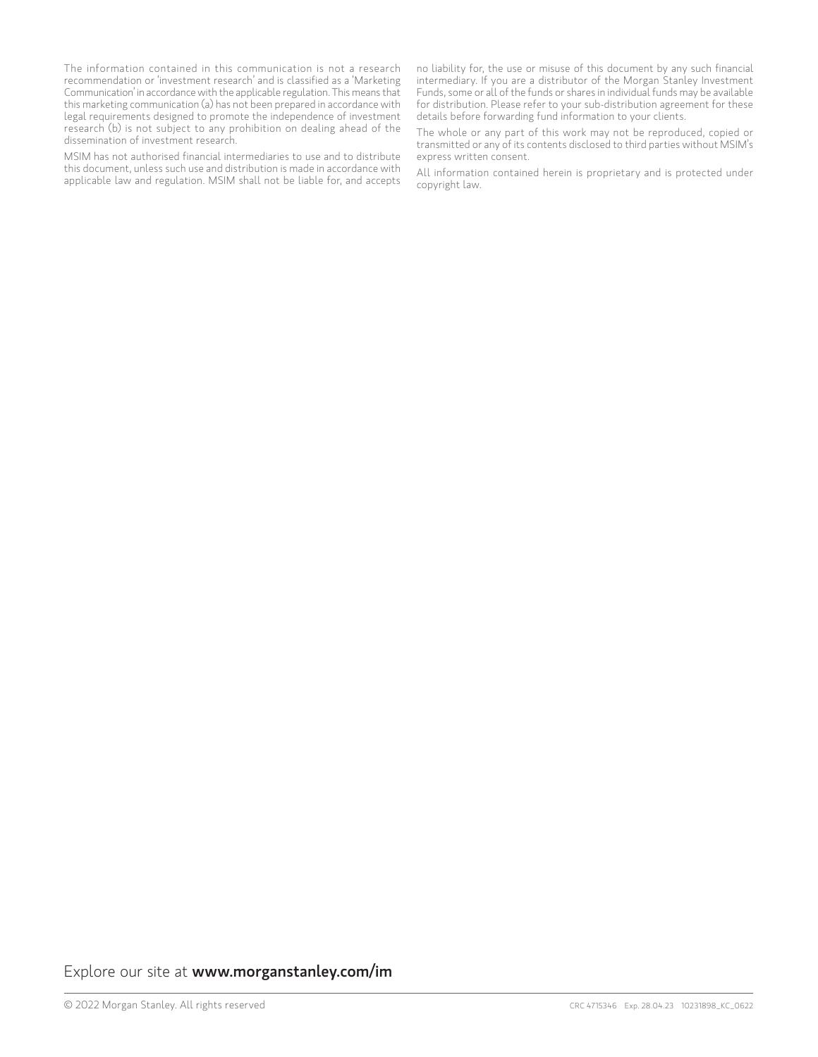The information contained in this communication is not a research recommendation or 'investment research' and is classified as a 'Marketing Communication' in accordance with the applicable regulation. This means that this marketing communication (a) has not been prepared in accordance with legal requirements designed to promote the independence of investment research (b) is not subject to any prohibition on dealing ahead of the dissemination of investment research.

MSIM has not authorised financial intermediaries to use and to distribute this document, unless such use and distribution is made in accordance with applicable law and regulation. MSIM shall not be liable for, and accepts no liability for, the use or misuse of this document by any such financial intermediary. If you are a distributor of the Morgan Stanley Investment Funds, some or all of the funds or shares in individual funds may be available for distribution. Please refer to your sub-distribution agreement for these details before forwarding fund information to your clients.

The whole or any part of this work may not be reproduced, copied or transmitted or any of its contents disclosed to third parties without MSIM's express written consent.

All information contained herein is proprietary and is protected under copyright law.

Explore our site at **www.morganstanley.com/im**

© 2022 Morgan Stanley. All rights reserved

CRC 4715346 Exp. 28.04.23 10231898_KC_0622